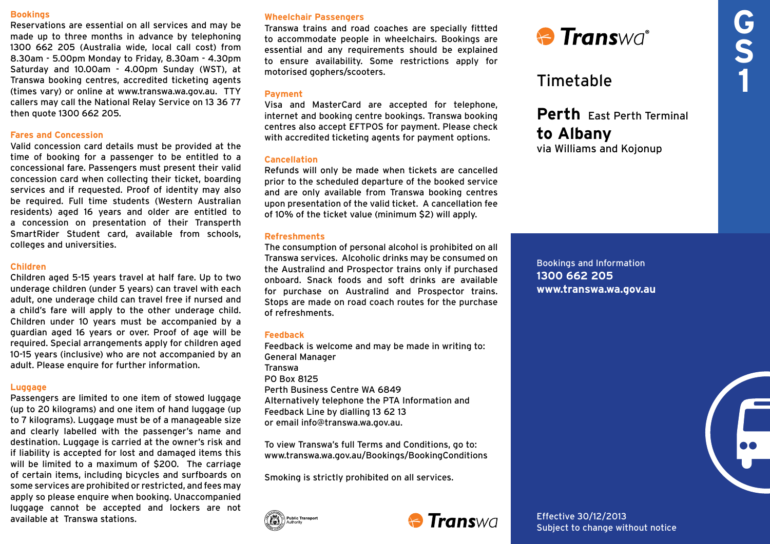## Bookings

Reservations are essential on all services and may be made up to three months in advance by telephoning 1300 662 205 (Australia wide, local call cost) from 8.30am - 5.00pm Monday to Friday, 8.30am - 4.30pm Saturday and 10.00am - 4.00pm Sunday (WST), at Transwa booking centres, accredited ticketing agents (times vary) or online at www.transwa.wa.gov.au. TTY callers may call the National Relay Service on 13 36 77 then quote 1300 662 205.

## Fares and Concession

Valid concession card details must be provided at the time of booking for a passenger to be entitled to a concessional fare. Passengers must present their valid concession card when collecting their ticket, boarding services and if requested. Proof of identity may also be required. Full time students (Western Australian residents) aged 16 years and older are entitled to a concession on presentation of their Transperth SmartRider Student card, available from schools, colleges and universities.

## Children

Children aged 5-15 years travel at half fare. Up to two underage children (under 5 years) can travel with each adult, one underage child can travel free if nursed and a child's fare will apply to the other underage child. Children under 10 years must be accompanied by a guardian aged 16 years or over. Proof of age will be required. Special arrangements apply for children aged 10-15 years (inclusive) who are not accompanied by an adult. Please enquire for further information.

## Luggage

Passengers are limited to one item of stowed luggage (up to 20 kilograms) and one item of hand luggage (up to 7 kilograms). Luggage must be of a manageable size and clearly labelled with the passenger's name and destination. Luggage is carried at the owner's risk and if liability is accepted for lost and damaged items this will be limited to a maximum of $200. The carriage of certain items, including bicycles and surfboards on some services are prohibited or restricted, and fees may apply so please enquire when booking. Unaccompanied luggage cannot be accepted and lockers are not available at Transwa stations.

## Wheelchair Passengers

Transwa trains and road coaches are specially fittted to accommodate people in wheelchairs. Bookings are essential and any requirements should be explained to ensure availability. Some restrictions apply for motorised gophers/scooters.

## Payment

Visa and MasterCard are accepted for telephone, internet and booking centre bookings. Transwa booking centres also accept EFTPOS for payment. Please check with accredited ticketing agents for payment options.

## Cancellation

Refunds will only be made when tickets are cancelled prior to the scheduled departure of the booked service and are only available from Transwa booking centres upon presentation of the valid ticket. A cancellation fee of 10% of the ticket value (minimum $2) will apply.

## Refreshments

The consumption of personal alcohol is prohibited on all Transwa services. Alcoholic drinks may be consumed on the Australind and Prospector trains only if purchased onboard. Snack foods and soft drinks are available for purchase on Australind and Prospector trains. Stops are made on road coach routes for the purchase of refreshments.

## Feedback

Feedback is welcome and may be made in writing to:
General Manager
Transwa
PO Box 8125
Perth Business Centre WA 6849
Alternatively telephone the PTA Information and Feedback Line by dialling 13 62 13
or email info@transwa.wa.gov.au.

To view Transwa's full Terms and Conditions, go to:
www.transwa.wa.gov.au/Bookings/BookingConditions

Smoking is strictly prohibited on all services.

Public Transport Authority

Transwa

---

**GS1**

Transwa

# Timetable

## **Perth** East Perth Terminal
## **to Albany**
via Williams and Kojonup

Bookings and Information
**1300 662 205**
**www.transwa.wa.gov.au**

Effective 30/12/2013
Subject to change without notice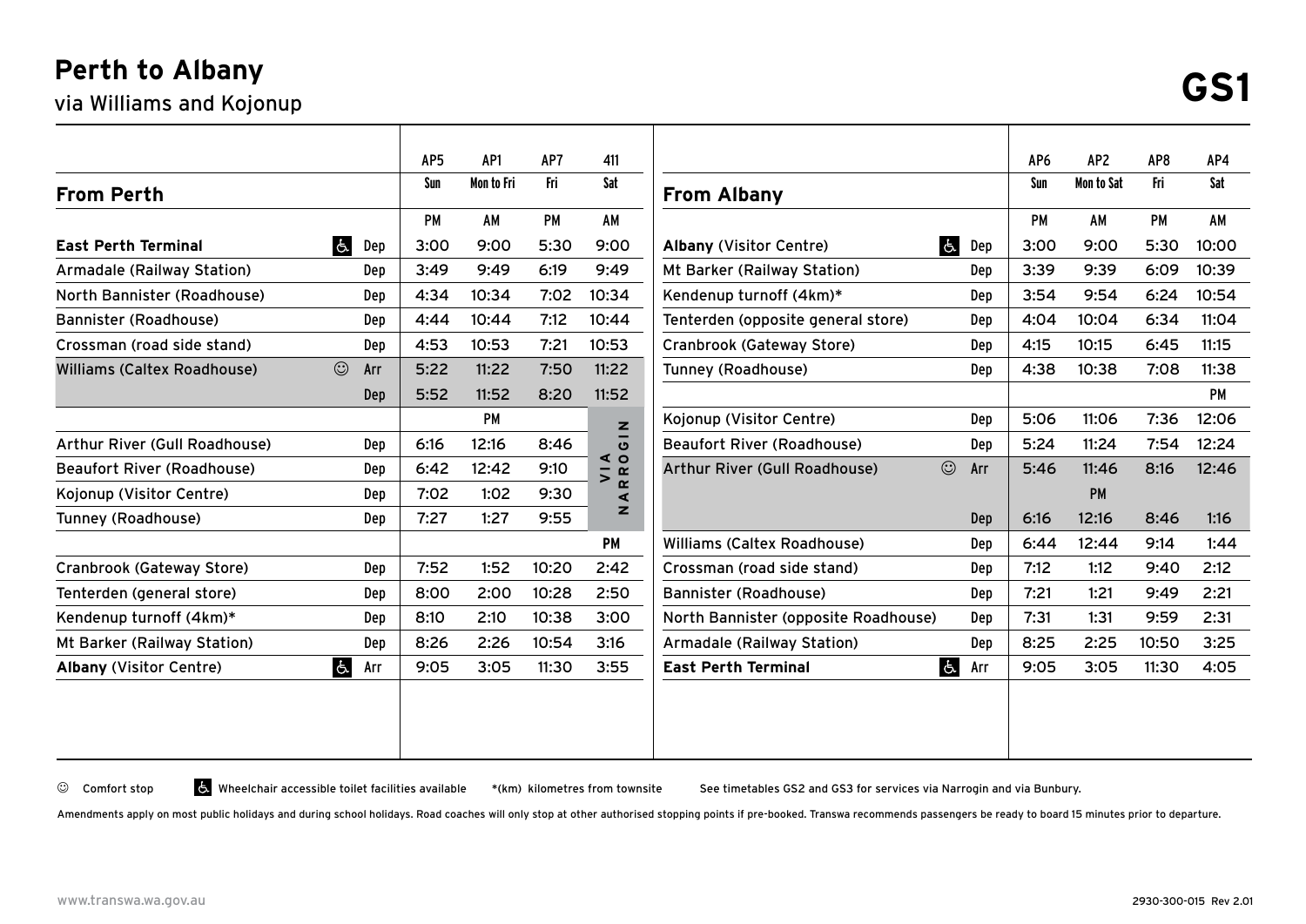# Perth to Albany

via Williams and Kojonup

**GS1**

| From Perth | | | AP5 | AP1 | AP7 | 411 |
|---|---|---|---|---|---|---|
| | | | Sun | Mon to Fri | Fri | Sat |
| | | | PM | AM | PM | AM |
| **East Perth Terminal** | ♿ | Dep | 3:00 | 9:00 | 5:30 | 9:00 |
| Armadale (Railway Station) | | Dep | 3:49 | 9:49 | 6:19 | 9:49 |
| North Bannister (Roadhouse) | | Dep | 4:34 | 10:34 | 7:02 | 10:34 |
| Bannister (Roadhouse) | | Dep | 4:44 | 10:44 | 7:12 | 10:44 |
| Crossman (road side stand) | | Dep | 4:53 | 10:53 | 7:21 | 10:53 |
| Williams (Caltex Roadhouse) | ☺ | Arr | 5:22 | 11:22 | 7:50 | 11:22 |
| | | Dep | 5:52 | 11:52 | 8:20 | 11:52 |
| | | | | PM | | VIA NARROGIN |
| Arthur River (Gull Roadhouse) | | Dep | 6:16 | 12:16 | 8:46 | |
| Beaufort River (Roadhouse) | | Dep | 6:42 | 12:42 | 9:10 | |
| Kojonup (Visitor Centre) | | Dep | 7:02 | 1:02 | 9:30 | |
| Tunney (Roadhouse) | | Dep | 7:27 | 1:27 | 9:55 | |
| | | | | | | PM |
| Cranbrook (Gateway Store) | | Dep | 7:52 | 1:52 | 10:20 | 2:42 |
| Tenterden (general store) | | Dep | 8:00 | 2:00 | 10:28 | 2:50 |
| Kendenup turnoff (4km)* | | Dep | 8:10 | 2:10 | 10:38 | 3:00 |
| Mt Barker (Railway Station) | | Dep | 8:26 | 2:26 | 10:54 | 3:16 |
| **Albany** (Visitor Centre) | ♿ | Arr | 9:05 | 3:05 | 11:30 | 3:55 |

| From Albany | | | AP6 | AP2 | AP8 | AP4 |
|---|---|---|---|---|---|---|
| | | | Sun | Mon to Sat | Fri | Sat |
| | | | PM | AM | PM | AM |
| **Albany** (Visitor Centre) | ♿ | Dep | 3:00 | 9:00 | 5:30 | 10:00 |
| Mt Barker (Railway Station) | | Dep | 3:39 | 9:39 | 6:09 | 10:39 |
| Kendenup turnoff (4km)* | | Dep | 3:54 | 9:54 | 6:24 | 10:54 |
| Tenterden (opposite general store) | | Dep | 4:04 | 10:04 | 6:34 | 11:04 |
| Cranbrook (Gateway Store) | | Dep | 4:15 | 10:15 | 6:45 | 11:15 |
| Tunney (Roadhouse) | | Dep | 4:38 | 10:38 | 7:08 | 11:38 |
| | | | | | | PM |
| Kojonup (Visitor Centre) | | Dep | 5:06 | 11:06 | 7:36 | 12:06 |
| Beaufort River (Roadhouse) | | Dep | 5:24 | 11:24 | 7:54 | 12:24 |
| Arthur River (Gull Roadhouse) | ☺ | Arr | 5:46 | 11:46 | 8:16 | 12:46 |
| | | | | PM | | |
| | | Dep | 6:16 | 12:16 | 8:46 | 1:16 |
| Williams (Caltex Roadhouse) | | Dep | 6:44 | 12:44 | 9:14 | 1:44 |
| Crossman (road side stand) | | Dep | 7:12 | 1:12 | 9:40 | 2:12 |
| Bannister (Roadhouse) | | Dep | 7:21 | 1:21 | 9:49 | 2:21 |
| North Bannister (opposite Roadhouse) | | Dep | 7:31 | 1:31 | 9:59 | 2:31 |
| Armadale (Railway Station) | | Dep | 8:25 | 2:25 | 10:50 | 3:25 |
| **East Perth Terminal** | ♿ | Arr | 9:05 | 3:05 | 11:30 | 4:05 |

☺ Comfort stop ♿ Wheelchair accessible toilet facilities available *(km) kilometres from townsite See timetables GS2 and GS3 for services via Narrogin and via Bunbury.

Amendments apply on most public holidays and during school holidays. Road coaches will only stop at other authorised stopping points if pre-booked. Transwa recommends passengers be ready to board 15 minutes prior to departure.

www.transwa.wa.gov.au

2930-300-015 Rev 2.01